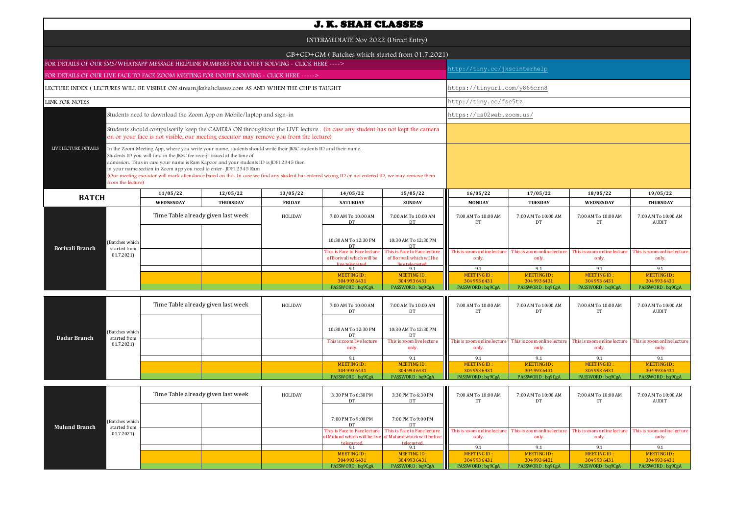# J. K. SHAH CLASSES

INTERMEDIATE Nov 2022 (Direct Entry)

GB+GD+GM ( Batches which started from 01.7.2021)

| | |
|---|---|
| FOR DETAILS OF OUR SMS/WHATSAPP MESSAGE HELPLINE NUMBERS FOR DOUBT SOLVING - CLICK HERE ----> | http://tiny.cc/jkscinterhelp |
| FOR DETAILS OF OUR LIVE FACE TO FACE ZOOM MEETING FOR DOUBT SOLVING - CLICK HERE -----> | |
| LECTURE INDEX ( LECTURES WILL BE VISIBLE ON stream.jkshahclasses.com AS AND WHEN THE CHP IS TAUGHT | https://tinyurl.com/y866crn8 |
| LINK FOR NOTES | http://tiny.cc/fsc5tz |

**LIVE LECTURE DETAILS**

- Students need to download the Zoom App on Mobile/laptop and sign-in — https://us02web.zoom.us/
- Students should compulsorily keep the CAMERA ON throughtout the LIVE lecture . (in case any student has not kept the camera on or your face is not visible, our meeting executor may remove you from the lecture)
- In the Zoom Meeting App, where you write your name, students should write their JKSC students ID and their name. Students ID you will find in the JKSC fee receipt issued at the time of admission. Thus in case your name is Ram Kapoor and your students ID is JDF12345 then in your name section in Zoom app you need to enter- JDF12345 Ram (Our meeting executor will mark attendance based on this. In case we find any student has entered wrong ID or not entered ID, we may remove them from the lecture)

| BATCH | | 11/05/22 WEDNESDAY | 12/05/22 THURSDAY | 13/05/22 FRIDAY | 14/05/22 SATURDAY | 15/05/22 SUNDAY | 16/05/22 MONDAY | 17/05/22 TUESDAY | 18/05/22 WEDNESDAY | 19/05/22 THURSDAY |
|---|---|---|---|---|---|---|---|---|---|---|
| Borivali Branch | (Batches which started from 01.7.2021) | Time Table already given last week | | HOLIDAY | 7:00 AM To 10:00 AM DT | 7:00 AM To 10:00 AM DT | 7:00 AM To 10:00 AM DT | 7:00 AM To 10:00 AM DT | 7:00 AM To 10:00 AM DT | 7:00 AM To 10:00 AM AUDIT |
| | | | | | 10:30 AM To 12:30 PM DT | 10:30 AM To 12:30 PM DT | | | | |
| | | | | | This is Face to Face lecture of Borivali which will be live telecasted. | This is Face to Face lecture of Borivali which will be live telecasted. | This is zoom online lecture only. | This is zoom online lecture only. | This is zoom online lecture only. | This is zoom online lecture only. |
| | | | | | 9.1 | 9.1 | 9.1 | 9.1 | 9.1 | 9.1 |
| | | | | | MEETING ID : 304 993 6431 | MEETING ID : 304 993 6431 | MEETING ID : 304 993 6431 | MEETING ID : 304 993 6431 | MEETING ID : 304 993 6431 | MEETING ID : 304 993 6431 |
| | | | | | PASSWORD : bq9CgA | PASSWORD : bq9CgA | PASSWORD : bq9CgA | PASSWORD : bq9CgA | PASSWORD : bq9CgA | PASSWORD : bq9CgA |
| Dadar Branch | (Batches which started from 01.7.2021) | Time Table already given last week | | HOLIDAY | 7:00 AM To 10:00 AM DT | 7:00 AM To 10:00 AM DT | 7:00 AM To 10:00 AM DT | 7:00 AM To 10:00 AM DT | 7:00 AM To 10:00 AM DT | 7:00 AM To 10:00 AM AUDIT |
| | | | | | 10:30 AM To 12:30 PM DT | 10:30 AM To 12:30 PM DT | | | | |
| | | | | | This is zoom live lecture only. | This is zoom live lecture only. | This is zoom online lecture only. | This is zoom online lecture only. | This is zoom online lecture only. | This is zoom online lecture only. |
| | | | | | 9.1 | 9.1 | 9.1 | 9.1 | 9.1 | 9.1 |
| | | | | | MEETING ID : 304 993 6431 | MEETING ID : 304 993 6431 | MEETING ID : 304 993 6431 | MEETING ID : 304 993 6431 | MEETING ID : 304 993 6431 | MEETING ID : 304 993 6431 |
| | | | | | PASSWORD : bq9CgA | PASSWORD : bq9CgA | PASSWORD : bq9CgA | PASSWORD : bq9CgA | PASSWORD : bq9CgA | PASSWORD : bq9CgA |
| Mulund Branch | (Batches which started from 01.7.2021) | Time Table already given last week | | HOLIDAY | 3:30 PM To 6:30 PM DT | 3:30 PM To 6:30 PM DT | 7:00 AM To 10:00 AM DT | 7:00 AM To 10:00 AM DT | 7:00 AM To 10:00 AM DT | 7:00 AM To 10:00 AM AUDIT |
| | | | | | 7:00 PM To 9:00 PM DT | 7:00 PM To 9:00 PM DT | | | | |
| | | | | | This is Face to Face lecture of Mulund which will be live telecasted. | This is Face to Face lecture of Mulund which will be live telecasted. | This is zoom online lecture only. | This is zoom online lecture only. | This is zoom online lecture only. | This is zoom online lecture only. |
| | | | | | 9.1 | 9.1 | 9.1 | 9.1 | 9.1 | 9.1 |
| | | | | | MEETING ID : 304 993 6431 | MEETING ID : 304 993 6431 | MEETING ID : 304 993 6431 | MEETING ID : 304 993 6431 | MEETING ID : 304 993 6431 | MEETING ID : 304 993 6431 |
| | | | | | PASSWORD : bq9CgA | PASSWORD : bq9CgA | PASSWORD : bq9CgA | PASSWORD : bq9CgA | PASSWORD : bq9CgA | PASSWORD : bq9CgA |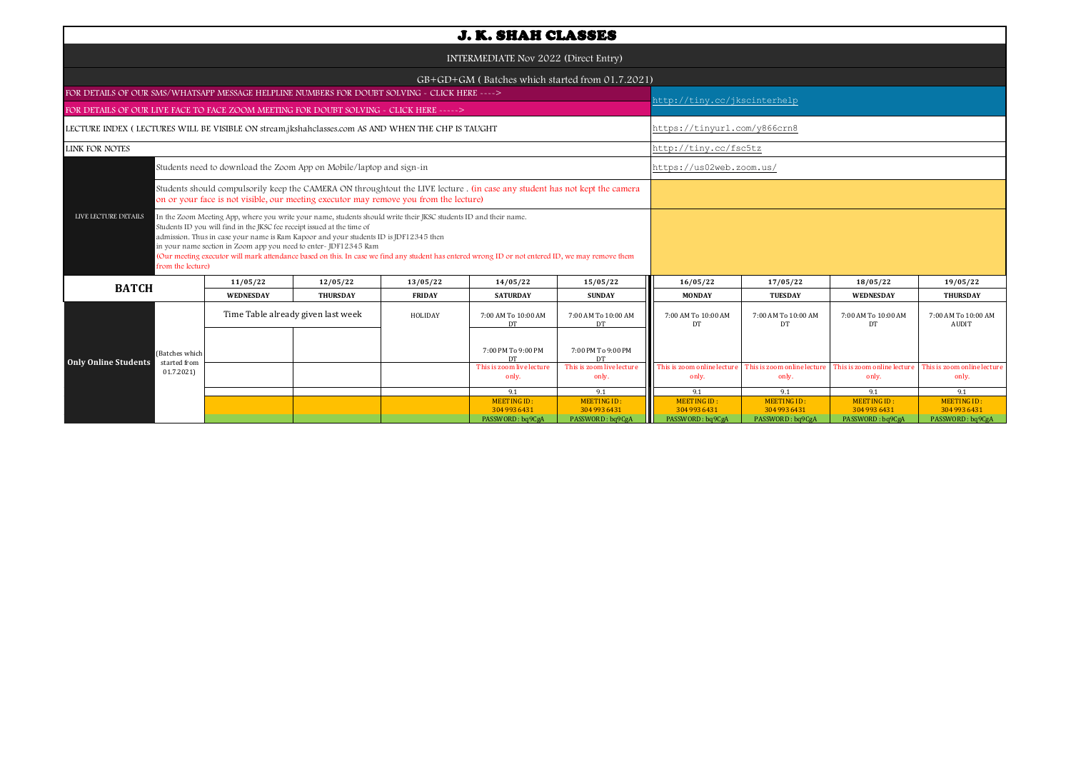# J. K. SHAH CLASSES

INTERMEDIATE Nov 2022 (Direct Entry)

GB+GD+GM ( Batches which started from 01.7.2021)

FOR DETAILS OF OUR SMS/WHATSAPP MESSAGE HELPLINE NUMBERS FOR DOUBT SOLVING - CLICK HERE ---->

FOR DETAILS OF OUR LIVE FACE TO FACE ZOOM MEETING FOR DOUBT SOLVING - CLICK HERE ----->

http://tiny.cc/jkscinterhelp

LECTURE INDEX ( LECTURES WILL BE VISIBLE ON stream.jkshahclasses.com AS AND WHEN THE CHP IS TAUGHT — https://tinyurl.com/y866crn8

LINK FOR NOTES — http://tiny.cc/fsc5tz

**LIVE LECTURE DETAILS**

Students need to download the Zoom App on Mobile/laptop and sign-in — https://us02web.zoom.us/

Students should compulsorily keep the CAMERA ON throughtout the LIVE lecture . (in case any student has not kept the camera on or your face is not visible, our meeting executor may remove you from the lecture)

In the Zoom Meeting App, where you write your name, students should write their JKSC students ID and their name.
Students ID you will find in the JKSC fee receipt issued at the time of
admission. Thus in case your name is Ram Kapoor and your students ID is JDF12345 then
in your name section in Zoom app you need to enter- JDF12345 Ram
(Our meeting executor will mark attendance based on this. In case we find any student has entered wrong ID or not entered ID, we may remove them from the lecture)

| BATCH | | 11/05/22 | 12/05/22 | 13/05/22 | 14/05/22 | 15/05/22 | 16/05/22 | 17/05/22 | 18/05/22 | 19/05/22 |
|---|---|---|---|---|---|---|---|---|---|---|
| | | WEDNESDAY | THURSDAY | FRIDAY | SATURDAY | SUNDAY | MONDAY | TUESDAY | WEDNESDAY | THURSDAY |
| Only Online Students | (Batches which started from 01.7.2021) | Time Table already given last week | | HOLIDAY | 7:00 AM To 10:00 AM DT | 7:00 AM To 10:00 AM DT | 7:00 AM To 10:00 AM DT | 7:00 AM To 10:00 AM DT | 7:00 AM To 10:00 AM DT | 7:00 AM To 10:00 AM AUDIT |
| | | | | | 7:00 PM To 9:00 PM DT | 7:00 PM To 9:00 PM DT | | | | |
| | | | | | This is zoom live lecture only. | This is zoom live lecture only. | This is zoom online lecture only. | This is zoom online lecture only. | This is zoom online lecture only. | This is zoom online lecture only. |
| | | | | | 9.1 | 9.1 | 9.1 | 9.1 | 9.1 | 9.1 |
| | | | | | MEETING ID : 304 993 6431 | MEETING ID : 304 993 6431 | MEETING ID : 304 993 6431 | MEETING ID : 304 993 6431 | MEETING ID : 304 993 6431 | MEETING ID : 304 993 6431 |
| | | | | | PASSWORD : bq9CgA | PASSWORD : bq9CgA | PASSWORD : bq9CgA | PASSWORD : bq9CgA | PASSWORD : bq9CgA | PASSWORD : bq9CgA |